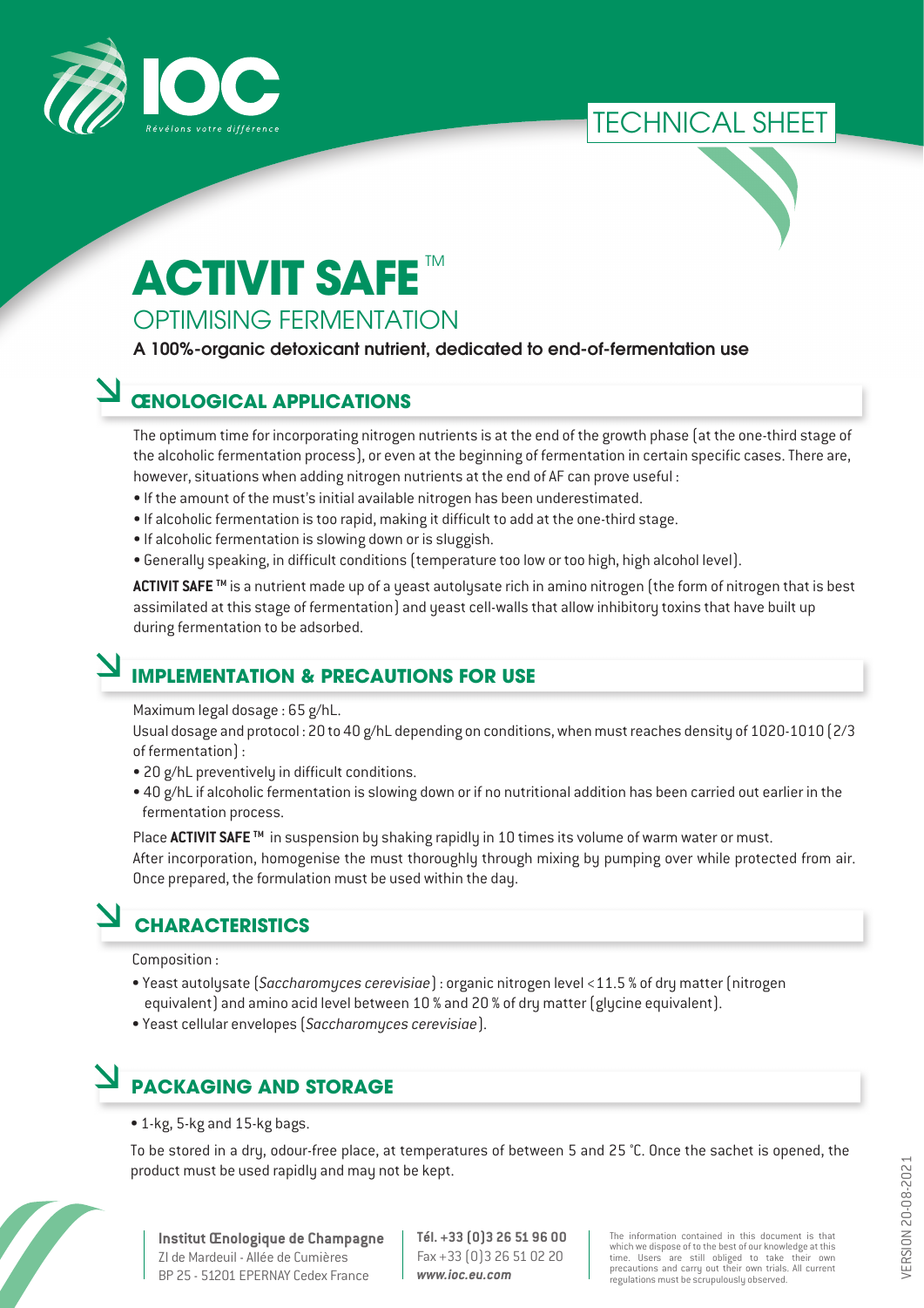IOC

*Révélons votre différence*

TECHNICAL SHEET

# ACTIVIT SAFE™

## OPTIMISING FERMENTATION

**A 100%-organic detoxicant nutrient, dedicated to end-of-fermentation use**

## ŒNOLOGICAL APPLICATIONS

The optimum time for incorporating nitrogen nutrients is at the end of the growth phase (at the one-third stage of the alcoholic fermentation process), or even at the beginning of fermentation in certain specific cases. There are, however, situations when adding nitrogen nutrients at the end of AF can prove useful :

- If the amount of the must's initial available nitrogen has been underestimated.
- If alcoholic fermentation is too rapid, making it difficult to add at the one-third stage.
- If alcoholic fermentation is slowing down or is sluggish.
- Generally speaking, in difficult conditions (temperature too low or too high, high alcohol level).

**ACTIVIT SAFE ™** is a nutrient made up of a yeast autolysate rich in amino nitrogen (the form of nitrogen that is best assimilated at this stage of fermentation) and yeast cell-walls that allow inhibitory toxins that have built up during fermentation to be adsorbed.

## IMPLEMENTATION & PRECAUTIONS FOR USE

Maximum legal dosage : 65 g/hL.

Usual dosage and protocol : 20 to 40 g/hL depending on conditions, when must reaches density of 1020-1010 (2/3 of fermentation) :

- 20 g/hL preventively in difficult conditions.
- 40 g/hL if alcoholic fermentation is slowing down or if no nutritional addition has been carried out earlier in the fermentation process.

Place **ACTIVIT SAFE ™** in suspension by shaking rapidly in 10 times its volume of warm water or must.

After incorporation, homogenise the must thoroughly through mixing by pumping over while protected from air. Once prepared, the formulation must be used within the day.

## CHARACTERISTICS

Composition :

- Yeast autolysate (*Saccharomyces cerevisiae*) : organic nitrogen level <11.5 % of dry matter (nitrogen equivalent) and amino acid level between 10 % and 20 % of dry matter (glycine equivalent).
- Yeast cellular envelopes (*Saccharomyces cerevisiae*).

## PACKAGING AND STORAGE

- 1-kg, 5-kg and 15-kg bags.

To be stored in a dry, odour-free place, at temperatures of between 5 and 25 °C. Once the sachet is opened, the product must be used rapidly and may not be kept.

**Institut Œnologique de Champagne**
ZI de Mardeuil - Allée de Cumières
BP 25 - 51201 EPERNAY Cedex France

**Tél. +33 (0)3 26 51 96 00**
Fax +33 (0)3 26 51 02 20
***www.ioc.eu.com***

The information contained in this document is that which we dispose of to the best of our knowledge at this time. Users are still obliged to take their own precautions and carry out their own trials. All current regulations must be scrupulously observed.

VERSION 20-08-2021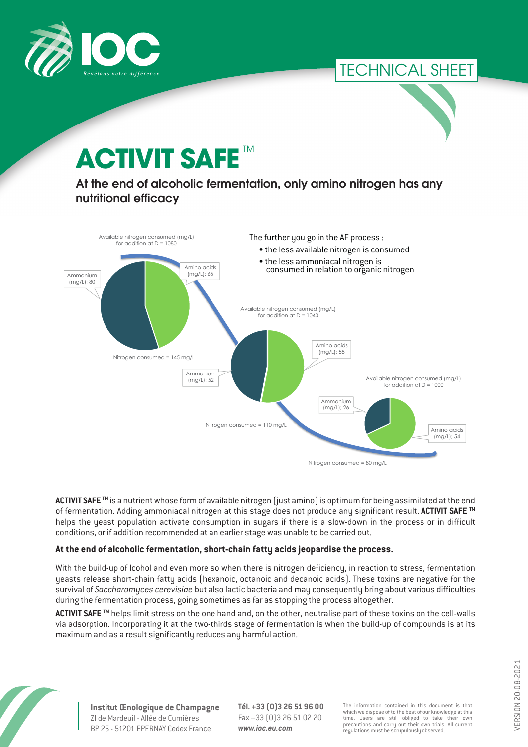TECHNICAL SHEET

# ACTIVIT SAFE™

## At the end of alcoholic fermentation, only amino nitrogen has any nutritional efficacy

Available nitrogen consumed (mg/L)
for addition at D = 1080

Ammonium
(mg/L); 80

Amino acids
(mg/L); 65

Nitrogen consumed = 145 mg/L

The further you go in the AF process :

- the less available nitrogen is consumed
- the less ammoniacal nitrogen is consumed in relation to organic nitrogen

Available nitrogen consumed (mg/L)
for addition at D = 1040

Amino acids
(mg/L); 58

Ammonium
(mg/L); 52

Nitrogen consumed = 110 mg/L

Available nitrogen consumed (mg/L)
for addition at D = 1000

Ammonium
(mg/L); 26

Amino acids
(mg/L); 54

Nitrogen consumed = 80 mg/L

**ACTIVIT SAFE ™** is a nutrient whose form of available nitrogen (just amino) is optimum for being assimilated at the end of fermentation. Adding ammoniacal nitrogen at this stage does not produce any significant result. **ACTIVIT SAFE ™** helps the yeast population activate consumption in sugars if there is a slow-down in the process or in difficult conditions, or if addition recommended at an earlier stage was unable to be carried out.

**At the end of alcoholic fermentation, short-chain fatty acids jeopardise the process.**

With the build-up of lcohol and even more so when there is nitrogen deficiency, in reaction to stress, fermentation yeasts release short-chain fatty acids (hexanoic, octanoic and decanoic acids). These toxins are negative for the survival of *Saccharomyces cerevisiae* but also lactic bacteria and may consequently bring about various difficulties during the fermentation process, going sometimes as far as stopping the process altogether.

**ACTIVIT SAFE ™** helps limit stress on the one hand and, on the other, neutralise part of these toxins on the cell-walls via adsorption. Incorporating it at the two-thirds stage of fermentation is when the build-up of compounds is at its maximum and as a result significantly reduces any harmful action.

**Institut Œnologique de Champagne**
ZI de Mardeuil - Allée de Cumières
BP 25 - 51201 EPERNAY Cedex France

**Tél. +33 (0)3 26 51 96 00**
Fax +33 (0)3 26 51 02 20
***www.ioc.eu.com***

The information contained in this document is that which we dispose of to the best of our knowledge at this time. Users are still obliged to take their own precautions and carry out their own trials. All current regulations must be scrupulously observed.

VERSION 20-08-2021